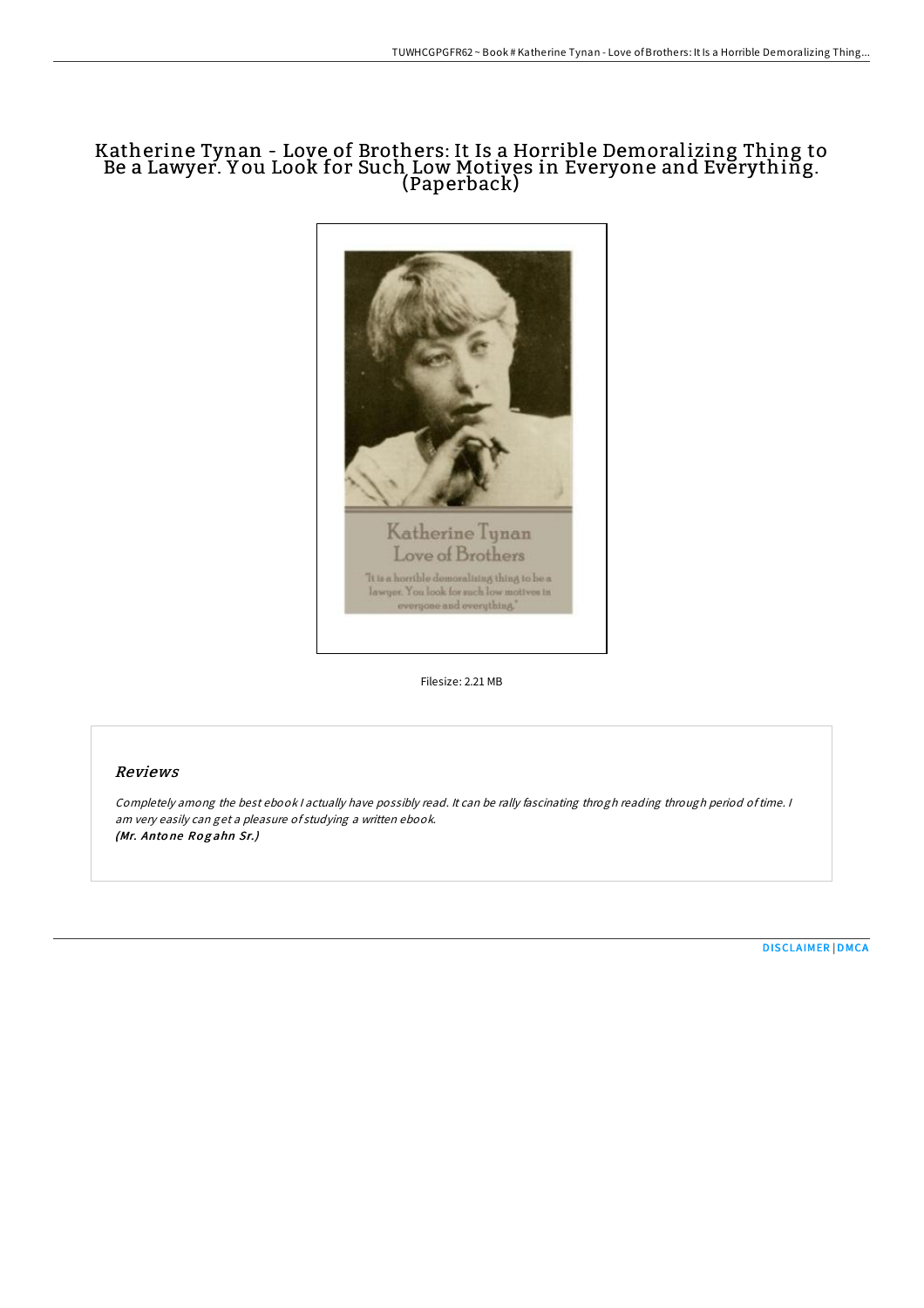# Katherine Tynan - Love of Brothers: It Is a Horrible Demoralizing Thing to Be a Lawyer. You Look for Such Low Motives in Everyone and Everything. (Paperback)

Filesize: 2.21 MB

## Reviews

*Completely among the best ebook I actually have possibly read. It can be rally fascinating throgh reading through period of time. I am very easily can get a pleasure of studying a written ebook.*
*(Mr. Antone Rogahn Sr.)*

DISCLAIMER | DMCA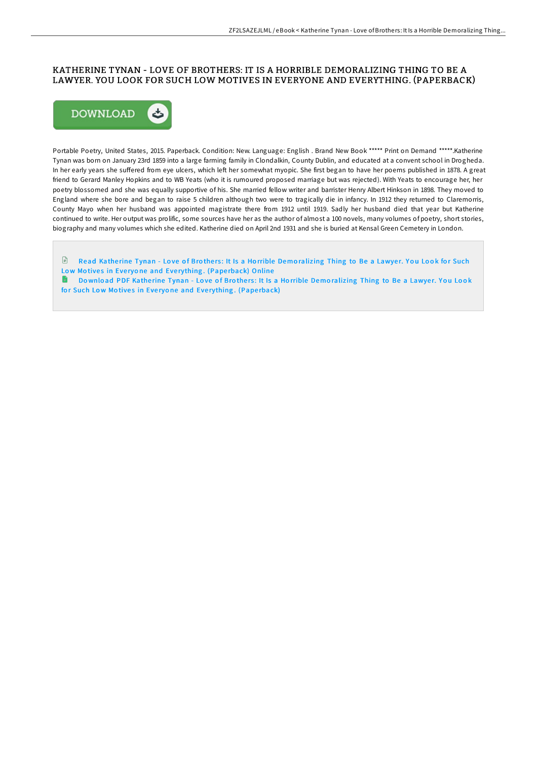# KATHERINE TYNAN - LOVE OF BROTHERS: IT IS A HORRIBLE DEMORALIZING THING TO BE A LAWYER. YOU LOOK FOR SUCH LOW MOTIVES IN EVERYONE AND EVERYTHING. (PAPERBACK)

Portable Poetry, United States, 2015. Paperback. Condition: New. Language: English . Brand New Book ***** Print on Demand *****.Katherine Tynan was born on January 23rd 1859 into a large farming family in Clondalkin, County Dublin, and educated at a convent school in Drogheda. In her early years she suffered from eye ulcers, which left her somewhat myopic. She first began to have her poems published in 1878. A great friend to Gerard Manley Hopkins and to WB Yeats (who it is rumoured proposed marriage but was rejected). With Yeats to encourage her, her poetry blossomed and she was equally supportive of his. She married fellow writer and barrister Henry Albert Hinkson in 1898. They moved to England where she bore and began to raise 5 children although two were to tragically die in infancy. In 1912 they returned to Claremorris, County Mayo when her husband was appointed magistrate there from 1912 until 1919. Sadly her husband died that year but Katherine continued to write. Her output was prolific, some sources have her as the author of almost a 100 novels, many volumes of poetry, short stories, biography and many volumes which she edited. Katherine died on April 2nd 1931 and she is buried at Kensal Green Cemetery in London.

Read Katherine Tynan - Love of Brothers: It Is a Horrible Demoralizing Thing to Be a Lawyer. You Look for Such Low Motives in Everyone and Everything. (Paperback) Online

Download PDF Katherine Tynan - Love of Brothers: It Is a Horrible Demoralizing Thing to Be a Lawyer. You Look for Such Low Motives in Everyone and Everything. (Paperback)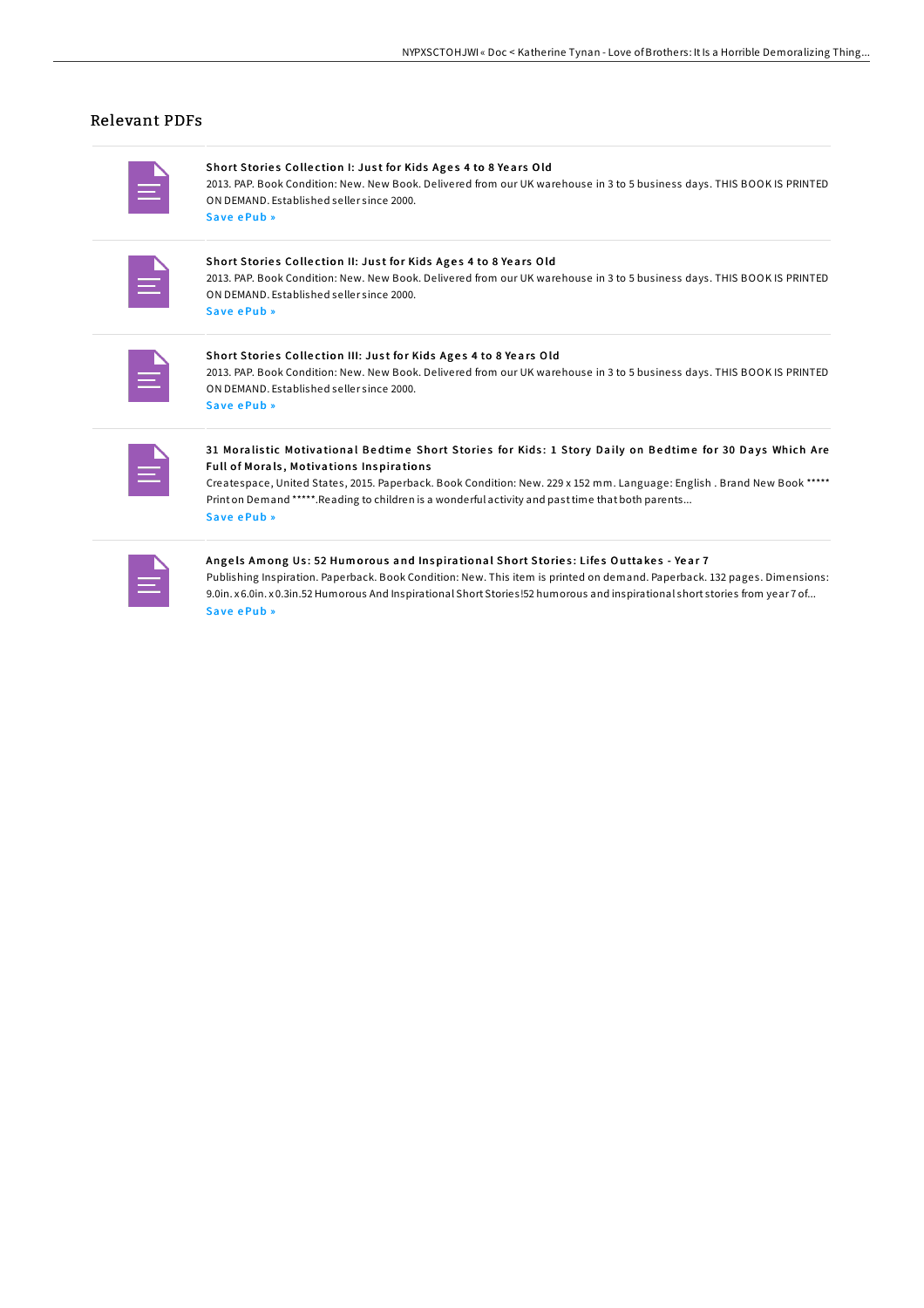## Relevant PDFs

**Short Stories Collection I: Just for Kids Ages 4 to 8 Years Old**

2013. PAP. Book Condition: New. New Book. Delivered from our UK warehouse in 3 to 5 business days. THIS BOOK IS PRINTED ON DEMAND. Established seller since 2000.

Save ePub »

**Short Stories Collection II: Just for Kids Ages 4 to 8 Years Old**

2013. PAP. Book Condition: New. New Book. Delivered from our UK warehouse in 3 to 5 business days. THIS BOOK IS PRINTED ON DEMAND. Established seller since 2000.

Save ePub »

**Short Stories Collection III: Just for Kids Ages 4 to 8 Years Old**

2013. PAP. Book Condition: New. New Book. Delivered from our UK warehouse in 3 to 5 business days. THIS BOOK IS PRINTED ON DEMAND. Established seller since 2000.

Save ePub »

**31 Moralistic Motivational Bedtime Short Stories for Kids: 1 Story Daily on Bedtime for 30 Days Which Are Full of Morals, Motivations Inspirations**

Createspace, United States, 2015. Paperback. Book Condition: New. 229 x 152 mm. Language: English . Brand New Book ***** Print on Demand *****.Reading to children is a wonderful activity and past time that both parents...

Save ePub »

**Angels Among Us: 52 Humorous and Inspirational Short Stories: Lifes Outtakes - Year 7**

Publishing Inspiration. Paperback. Book Condition: New. This item is printed on demand. Paperback. 132 pages. Dimensions: 9.0in. x 6.0in. x 0.3in.52 Humorous And Inspirational Short Stories!52 humorous and inspirational short stories from year 7 of...

Save ePub »